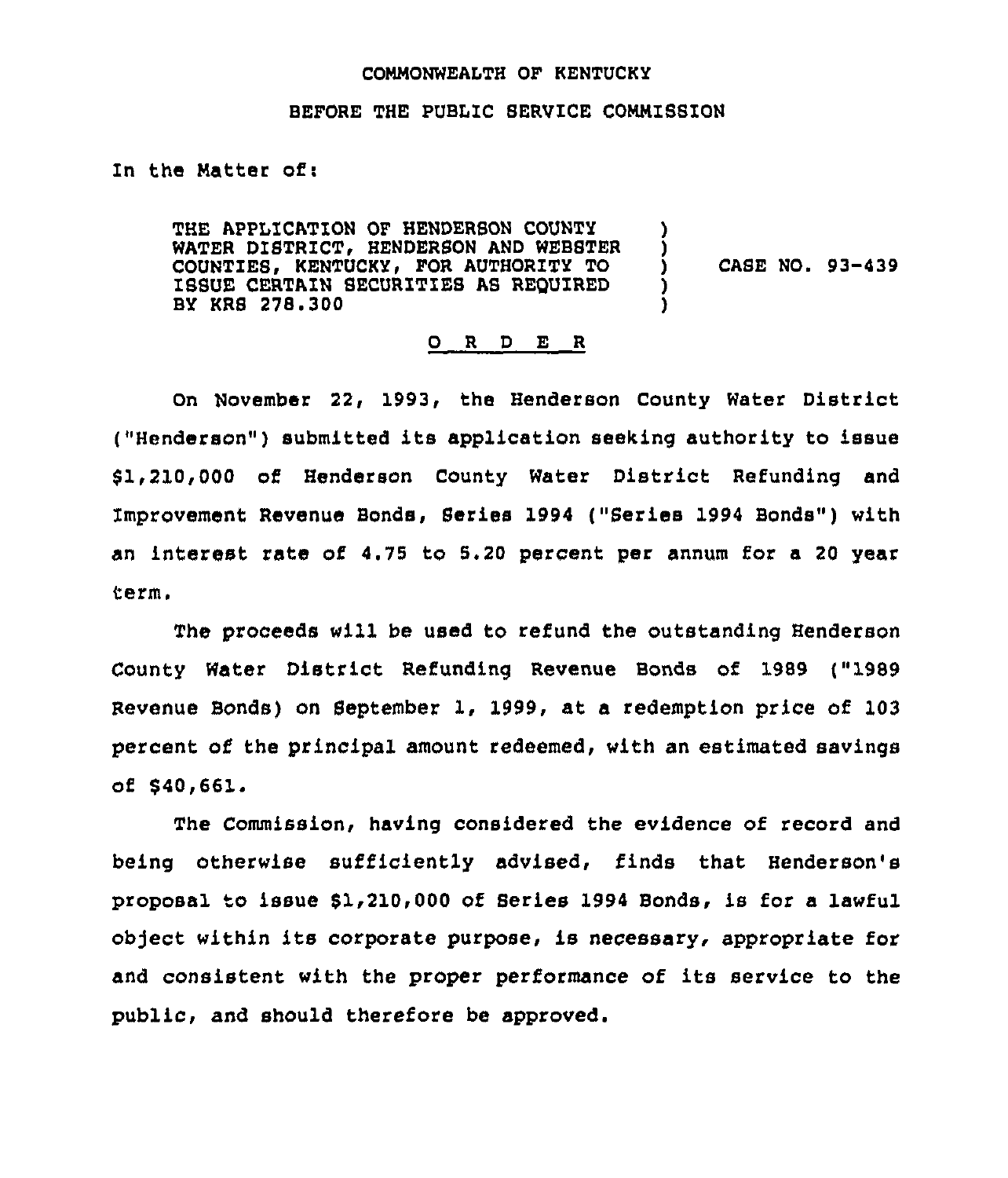COMMONWEALTH OF KENTUCKY

BEFORE THE PUBLIC SERVICE COMMISSION

In the Matter of:

THE APPLICATION OF HENDERSON COUNTY WATER DISTRICT, HENDERSON AND WEBSTER COUNTIES, KENTUCKY, FOR AUTHORITY TO ISSUE CERTAIN SECURITIES AS REQUIRED BY KRS 278.300 ) CASE NO. 93-439

O R D E R

On November 22, 1993, the Henderson County Water District ("Henderson") submitted its application seeking authority to issue $1,210,000 of Henderson County Water District Refunding and Improvement Revenue Bonds, Series 1994 ("Series 1994 Bonds") with an interest rate of 4.75 to 5.20 percent per annum for a 20 year term.

The proceeds will be used to refund the outstanding Henderson County Water District Refunding Revenue Bonds of 1989 ("1989 Revenue Bonds) on September 1, 1999, at a redemption price of 103 percent of the principal amount redeemed, with an estimated savings of $40,661.

The Commission, having considered the evidence of record and being otherwise sufficiently advised, finds that Henderson's proposal to issue $1,210,000 of Series 1994 Bonds, is for a lawful object within its corporate purpose, is necessary, appropriate for and consistent with the proper performance of its service to the public, and should therefore be approved.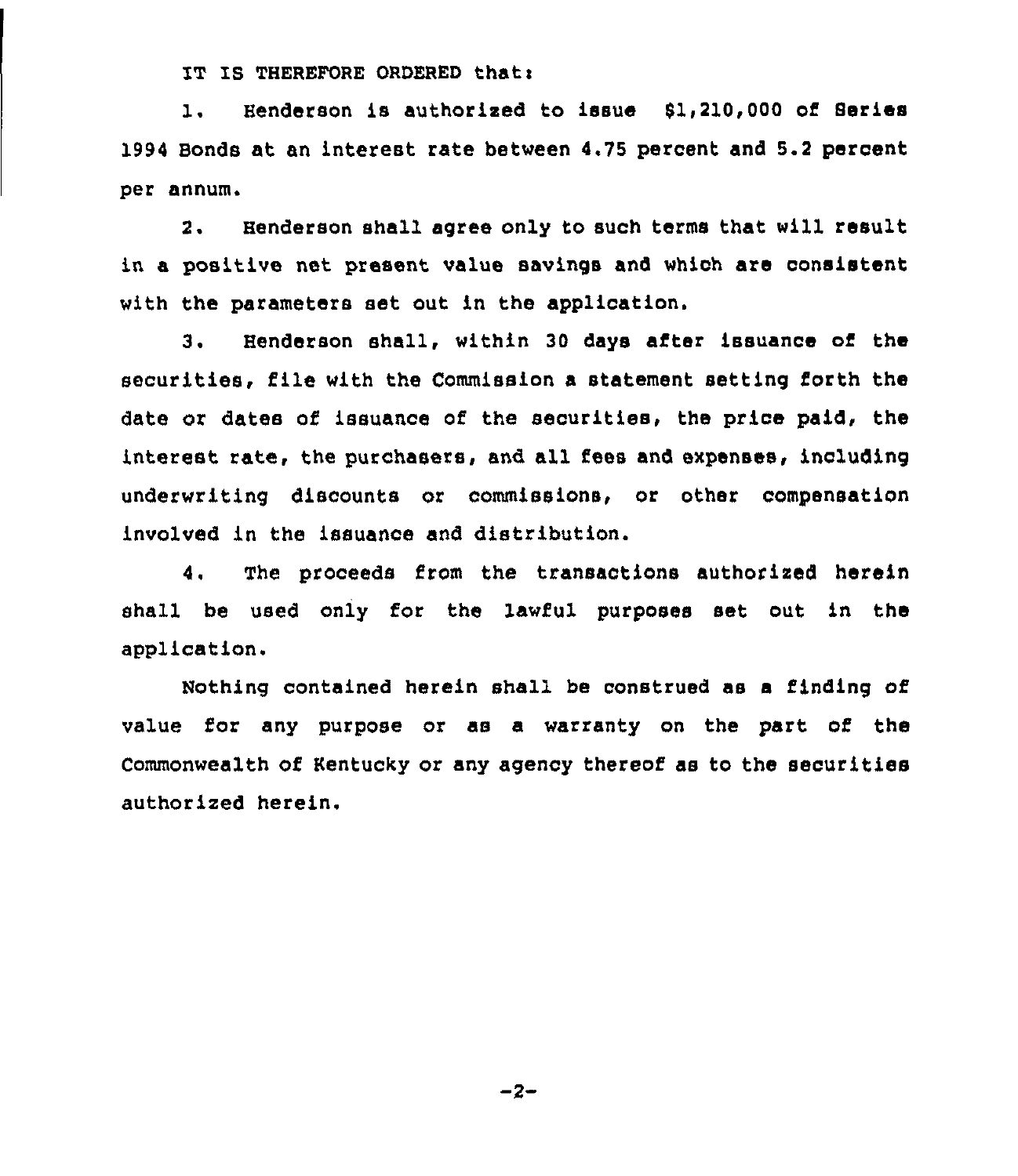IT IS THEREFORE ORDERED that:

1. Henderson is authorized to issue $1,210,000 of Series 1994 Bonds at an interest rate between 4.75 percent and 5.2 percent per annum.

2. Henderson shall agree only to such terms that will result in a positive net present value savings and which are consistent with the parameters set out in the application.

3. Henderson shall, within 30 days after issuance of the securities, file with the Commission a statement setting forth the date or dates of issuance of the securities, the price paid, the interest rate, the purchasers, and all fees and expenses, including underwriting discounts or commissions, or other compensation involved in the issuance and distribution.

4. The proceeds from the transactions authorized herein shall be used only for the lawful purposes set out in the application.

Nothing contained herein shall be construed as a finding of value for any purpose or as a warranty on the part of the Commonwealth of Kentucky or any agency thereof as to the securities authorized herein.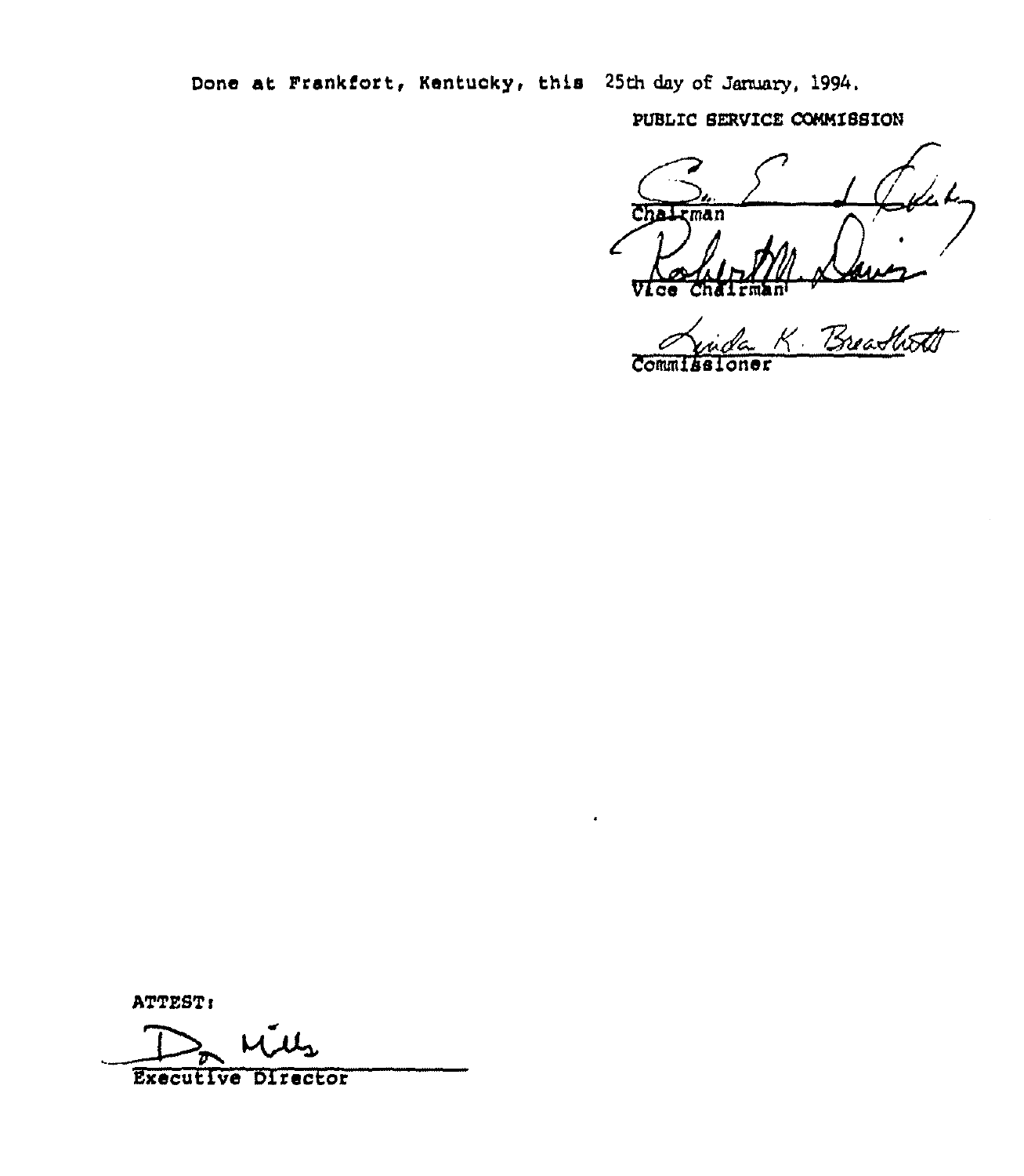Done at Frankfort, Kentucky, this 25th day of January, 1994.

PUBLIC SERVICE COMMISSION

Chairman

Vice Chairman

Commissioner

ATTEST:

Executive Director